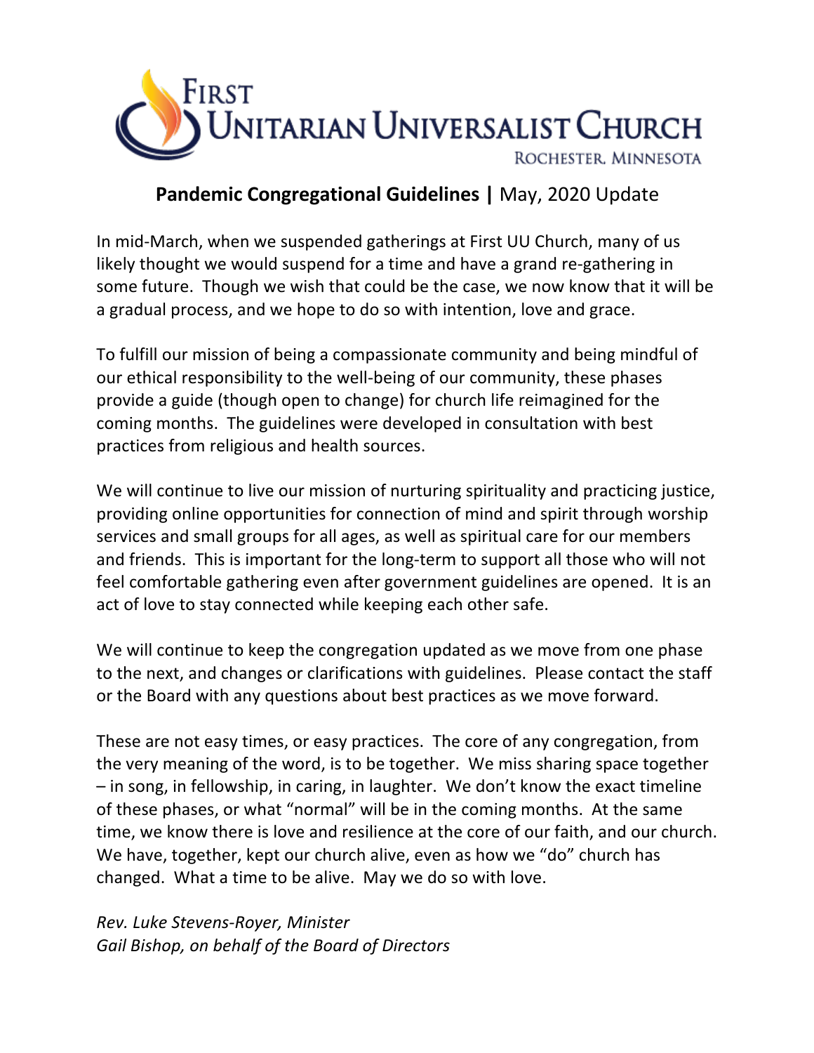# First Unitarian Universalist Church

Rochester, Minnesota

## **Pandemic Congregational Guidelines |** May, 2020 Update

In mid-March, when we suspended gatherings at First UU Church, many of us likely thought we would suspend for a time and have a grand re-gathering in some future. Though we wish that could be the case, we now know that it will be a gradual process, and we hope to do so with intention, love and grace.

To fulfill our mission of being a compassionate community and being mindful of our ethical responsibility to the well-being of our community, these phases provide a guide (though open to change) for church life reimagined for the coming months. The guidelines were developed in consultation with best practices from religious and health sources.

We will continue to live our mission of nurturing spirituality and practicing justice, providing online opportunities for connection of mind and spirit through worship services and small groups for all ages, as well as spiritual care for our members and friends. This is important for the long-term to support all those who will not feel comfortable gathering even after government guidelines are opened. It is an act of love to stay connected while keeping each other safe.

We will continue to keep the congregation updated as we move from one phase to the next, and changes or clarifications with guidelines. Please contact the staff or the Board with any questions about best practices as we move forward.

These are not easy times, or easy practices. The core of any congregation, from the very meaning of the word, is to be together. We miss sharing space together – in song, in fellowship, in caring, in laughter. We don't know the exact timeline of these phases, or what "normal" will be in the coming months. At the same time, we know there is love and resilience at the core of our faith, and our church. We have, together, kept our church alive, even as how we "do" church has changed. What a time to be alive. May we do so with love.

*Rev. Luke Stevens-Royer, Minister*
*Gail Bishop, on behalf of the Board of Directors*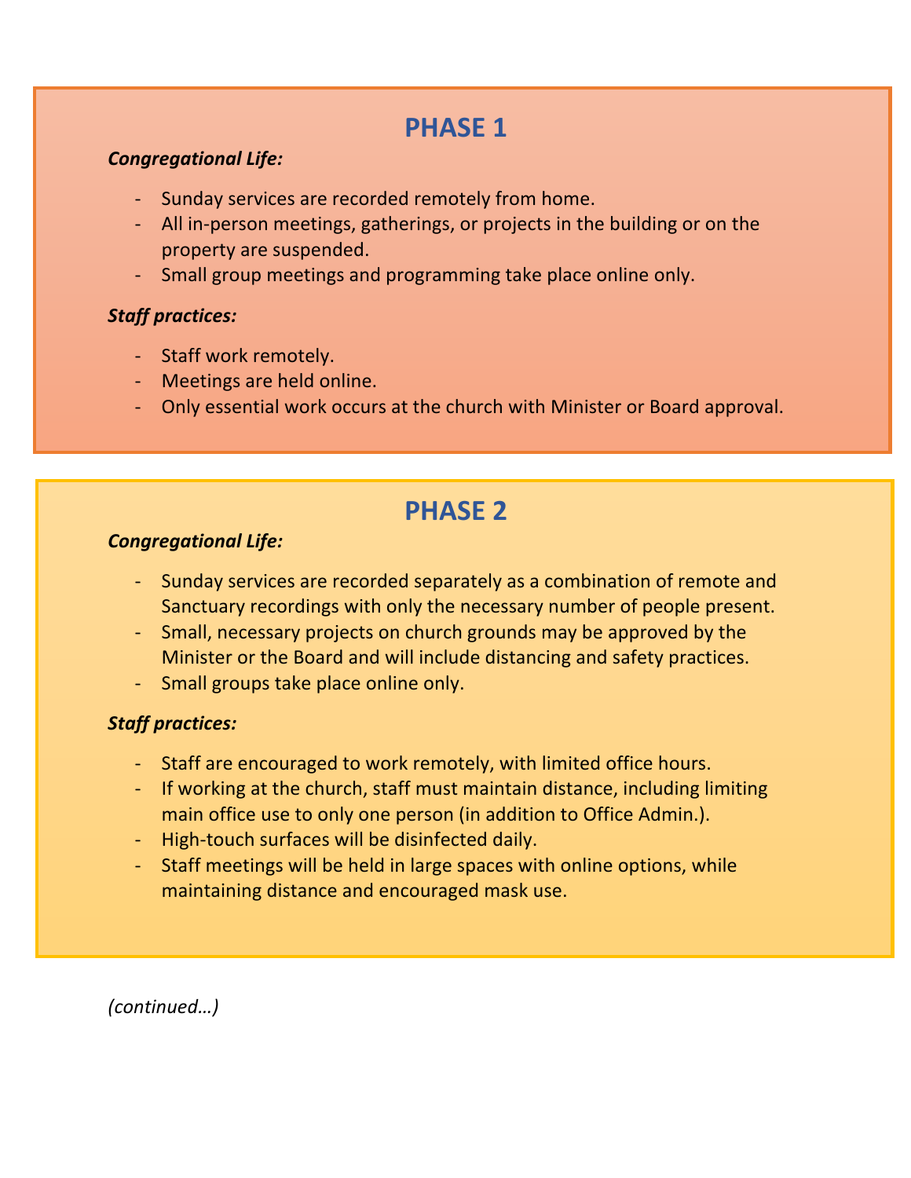## PHASE 1

***Congregational Life:***

- Sunday services are recorded remotely from home.
- All in-person meetings, gatherings, or projects in the building or on the property are suspended.
- Small group meetings and programming take place online only.

***Staff practices:***

- Staff work remotely.
- Meetings are held online.
- Only essential work occurs at the church with Minister or Board approval.

## PHASE 2

***Congregational Life:***

- Sunday services are recorded separately as a combination of remote and Sanctuary recordings with only the necessary number of people present.
- Small, necessary projects on church grounds may be approved by the Minister or the Board and will include distancing and safety practices.
- Small groups take place online only.

***Staff practices:***

- Staff are encouraged to work remotely, with limited office hours.
- If working at the church, staff must maintain distance, including limiting main office use to only one person (in addition to Office Admin.).
- High-touch surfaces will be disinfected daily.
- Staff meetings will be held in large spaces with online options, while maintaining distance and encouraged mask use.

*(continued…)*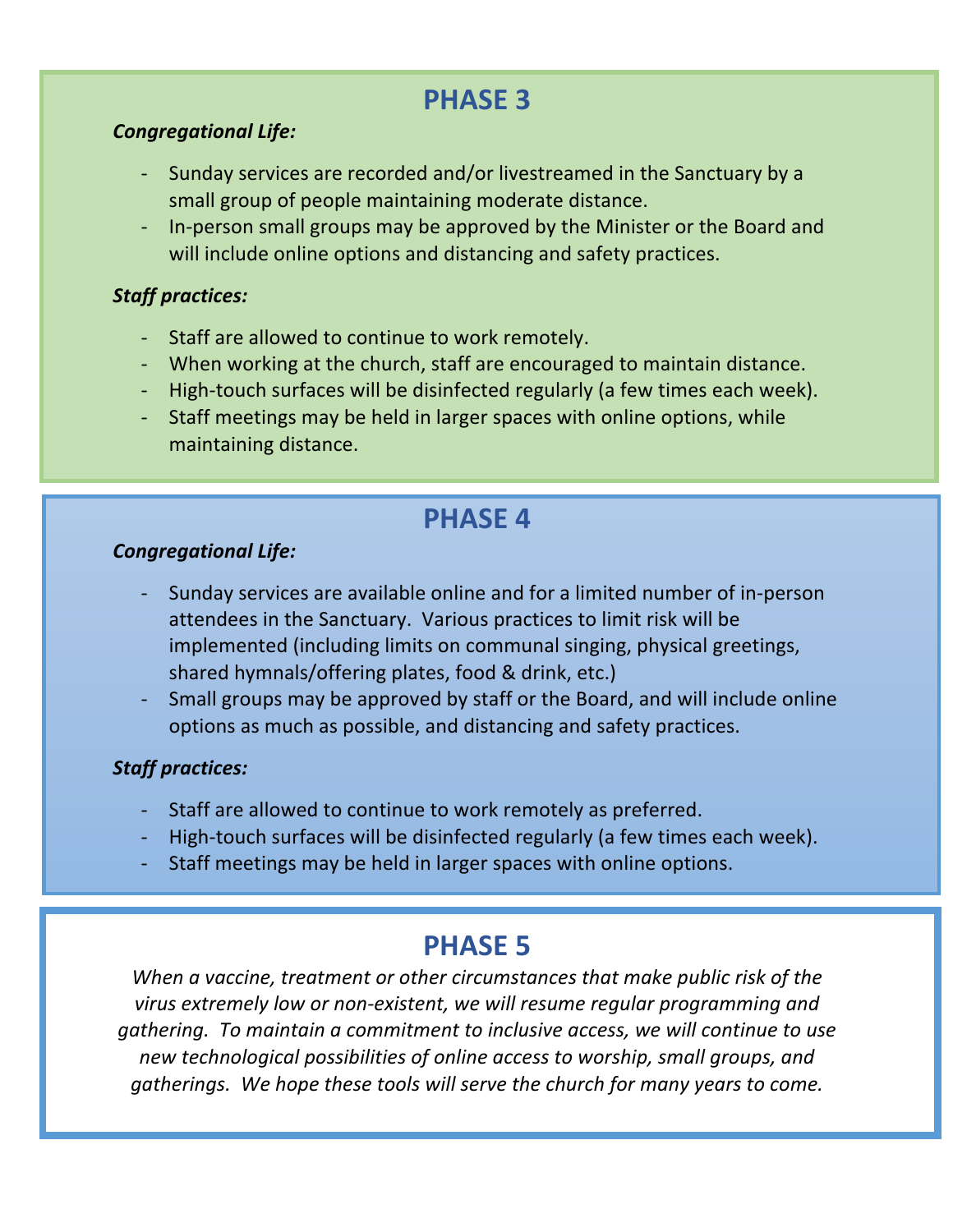## PHASE 3

***Congregational Life:***

- Sunday services are recorded and/or livestreamed in the Sanctuary by a small group of people maintaining moderate distance.
- In-person small groups may be approved by the Minister or the Board and will include online options and distancing and safety practices.

***Staff practices:***

- Staff are allowed to continue to work remotely.
- When working at the church, staff are encouraged to maintain distance.
- High-touch surfaces will be disinfected regularly (a few times each week).
- Staff meetings may be held in larger spaces with online options, while maintaining distance.

## PHASE 4

***Congregational Life:***

- Sunday services are available online and for a limited number of in-person attendees in the Sanctuary. Various practices to limit risk will be implemented (including limits on communal singing, physical greetings, shared hymnals/offering plates, food & drink, etc.)
- Small groups may be approved by staff or the Board, and will include online options as much as possible, and distancing and safety practices.

***Staff practices:***

- Staff are allowed to continue to work remotely as preferred.
- High-touch surfaces will be disinfected regularly (a few times each week).
- Staff meetings may be held in larger spaces with online options.

## PHASE 5

*When a vaccine, treatment or other circumstances that make public risk of the virus extremely low or non-existent, we will resume regular programming and gathering. To maintain a commitment to inclusive access, we will continue to use new technological possibilities of online access to worship, small groups, and gatherings. We hope these tools will serve the church for many years to come.*